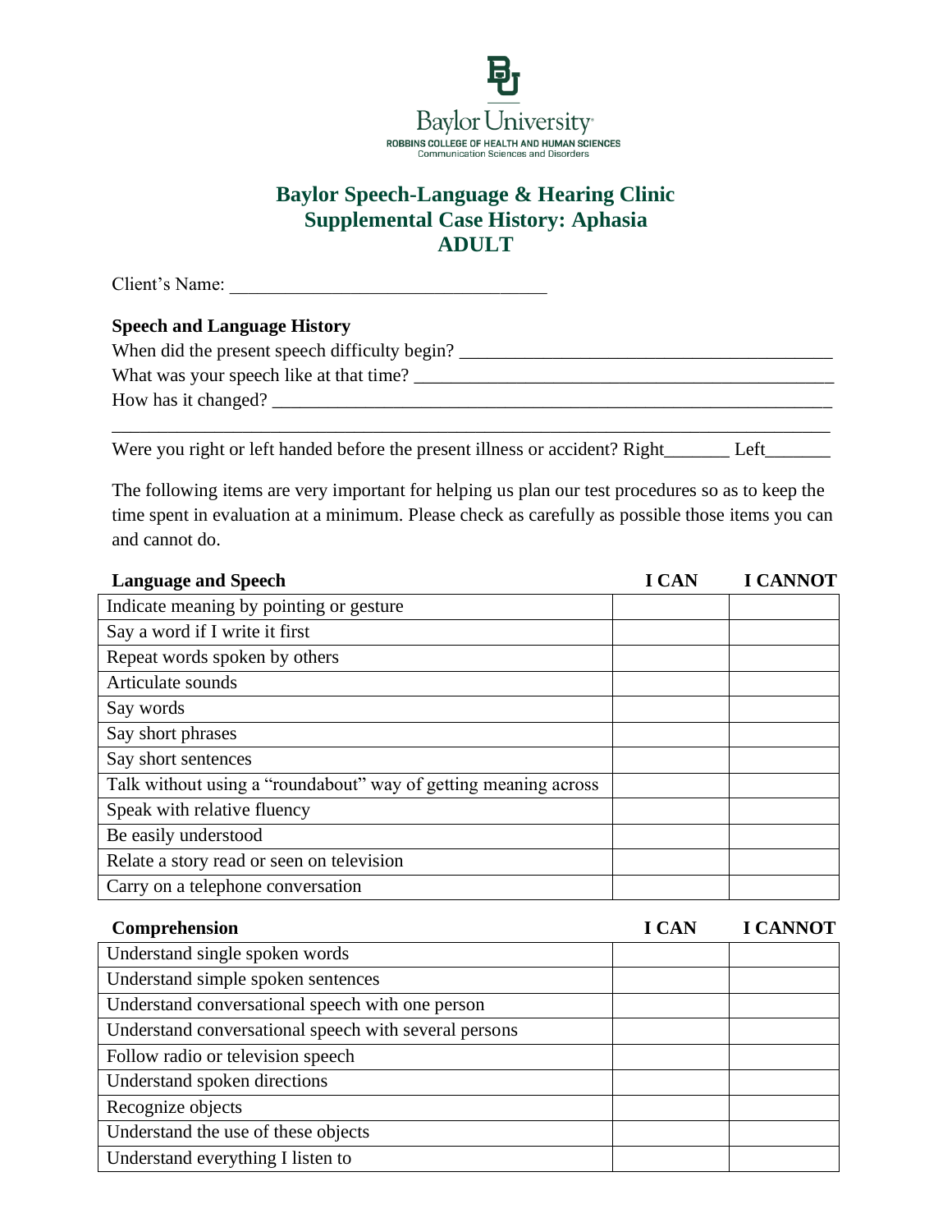Baylor University
ROBBINS COLLEGE OF HEALTH AND HUMAN SCIENCES
Communication Sciences and Disorders

# Baylor Speech-Language & Hearing Clinic
## Supplemental Case History: Aphasia
## ADULT

Client's Name: ________________________________

**Speech and Language History**

When did the present speech difficulty begin? ________________________________________

What was your speech like at that time? ____________________________________________

How has it changed? ______________________________________________________________

_________________________________________________________________________________

Were you right or left handed before the present illness or accident? Right_______ Left_______

The following items are very important for helping us plan our test procedures so as to keep the time spent in evaluation at a minimum. Please check as carefully as possible those items you can and cannot do.

| Language and Speech | I CAN | I CANNOT |
|---|---|---|
| Indicate meaning by pointing or gesture | | |
| Say a word if I write it first | | |
| Repeat words spoken by others | | |
| Articulate sounds | | |
| Say words | | |
| Say short phrases | | |
| Say short sentences | | |
| Talk without using a "roundabout" way of getting meaning across | | |
| Speak with relative fluency | | |
| Be easily understood | | |
| Relate a story read or seen on television | | |
| Carry on a telephone conversation | | |

| Comprehension | I CAN | I CANNOT |
|---|---|---|
| Understand single spoken words | | |
| Understand simple spoken sentences | | |
| Understand conversational speech with one person | | |
| Understand conversational speech with several persons | | |
| Follow radio or television speech | | |
| Understand spoken directions | | |
| Recognize objects | | |
| Understand the use of these objects | | |
| Understand everything I listen to | | |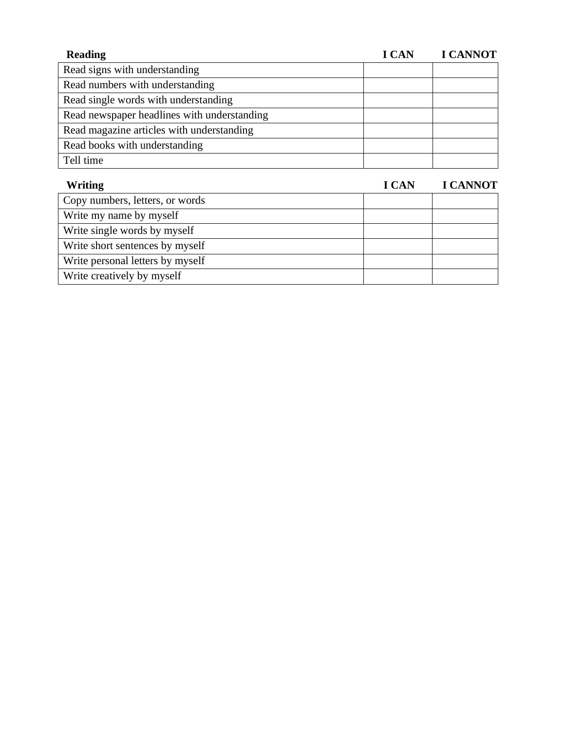| Reading | I CAN | I CANNOT |
|---|---|---|
| Read signs with understanding | | |
| Read numbers with understanding | | |
| Read single words with understanding | | |
| Read newspaper headlines with understanding | | |
| Read magazine articles with understanding | | |
| Read books with understanding | | |
| Tell time | | |

| Writing | I CAN | I CANNOT |
|---|---|---|
| Copy numbers, letters, or words | | |
| Write my name by myself | | |
| Write single words by myself | | |
| Write short sentences by myself | | |
| Write personal letters by myself | | |
| Write creatively by myself | | |